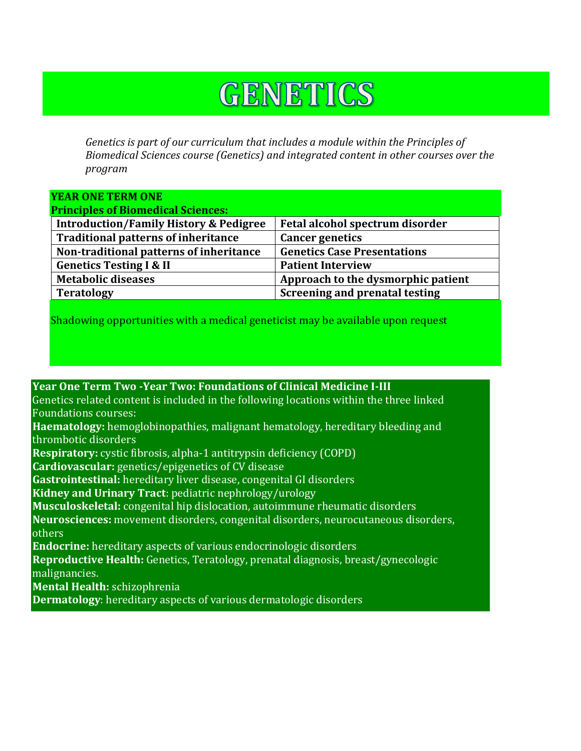# GENETICS

*Genetics is part of our curriculum that includes a module within the Principles of Biomedical Sciences course (Genetics) and integrated content in other courses over the program*

**YEAR ONE TERM ONE**
**Principles of Biomedical Sciences:**

| | |
|---|---|
| **Introduction/Family History & Pedigree** | **Fetal alcohol spectrum disorder** |
| **Traditional patterns of inheritance** | **Cancer genetics** |
| **Non-traditional patterns of inheritance** | **Genetics Case Presentations** |
| **Genetics Testing I & II** | **Patient Interview** |
| **Metabolic diseases** | **Approach to the dysmorphic patient** |
| **Teratology** | **Screening and prenatal testing** |

Shadowing opportunities with a medical geneticist may be available upon request

**Year One Term Two -Year Two: Foundations of Clinical Medicine I-III**

Genetics related content is included in the following locations within the three linked Foundations courses:

**Haematology:** hemoglobinopathies, malignant hematology, hereditary bleeding and thrombotic disorders
**Respiratory:** cystic fibrosis, alpha-1 antitrypsin deficiency (COPD)
**Cardiovascular:** genetics/epigenetics of CV disease
**Gastrointestinal:** hereditary liver disease, congenital GI disorders
**Kidney and Urinary Tract**: pediatric nephrology/urology
**Musculoskeletal:** congenital hip dislocation, autoimmune rheumatic disorders
**Neurosciences:** movement disorders, congenital disorders, neurocutaneous disorders, others
**Endocrine:** hereditary aspects of various endocrinologic disorders
**Reproductive Health:** Genetics, Teratology, prenatal diagnosis, breast/gynecologic malignancies.
**Mental Health:** schizophrenia
**Dermatology**: hereditary aspects of various dermatologic disorders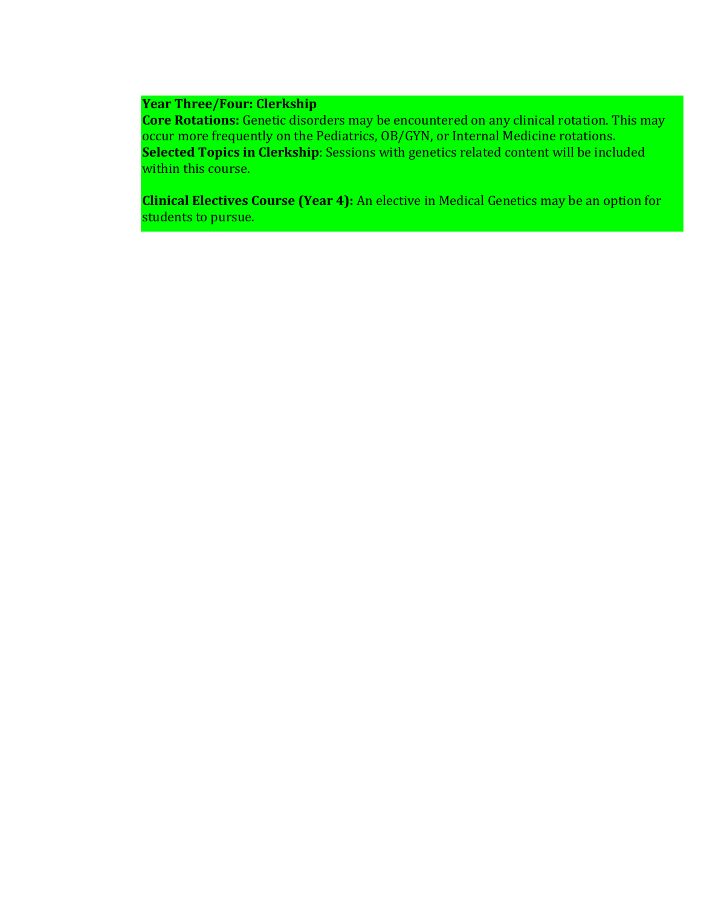**Year Three/Four: Clerkship**
**Core Rotations:** Genetic disorders may be encountered on any clinical rotation. This may occur more frequently on the Pediatrics, OB/GYN, or Internal Medicine rotations.
**Selected Topics in Clerkship**: Sessions with genetics related content will be included within this course.

**Clinical Electives Course (Year 4):** An elective in Medical Genetics may be an option for students to pursue.